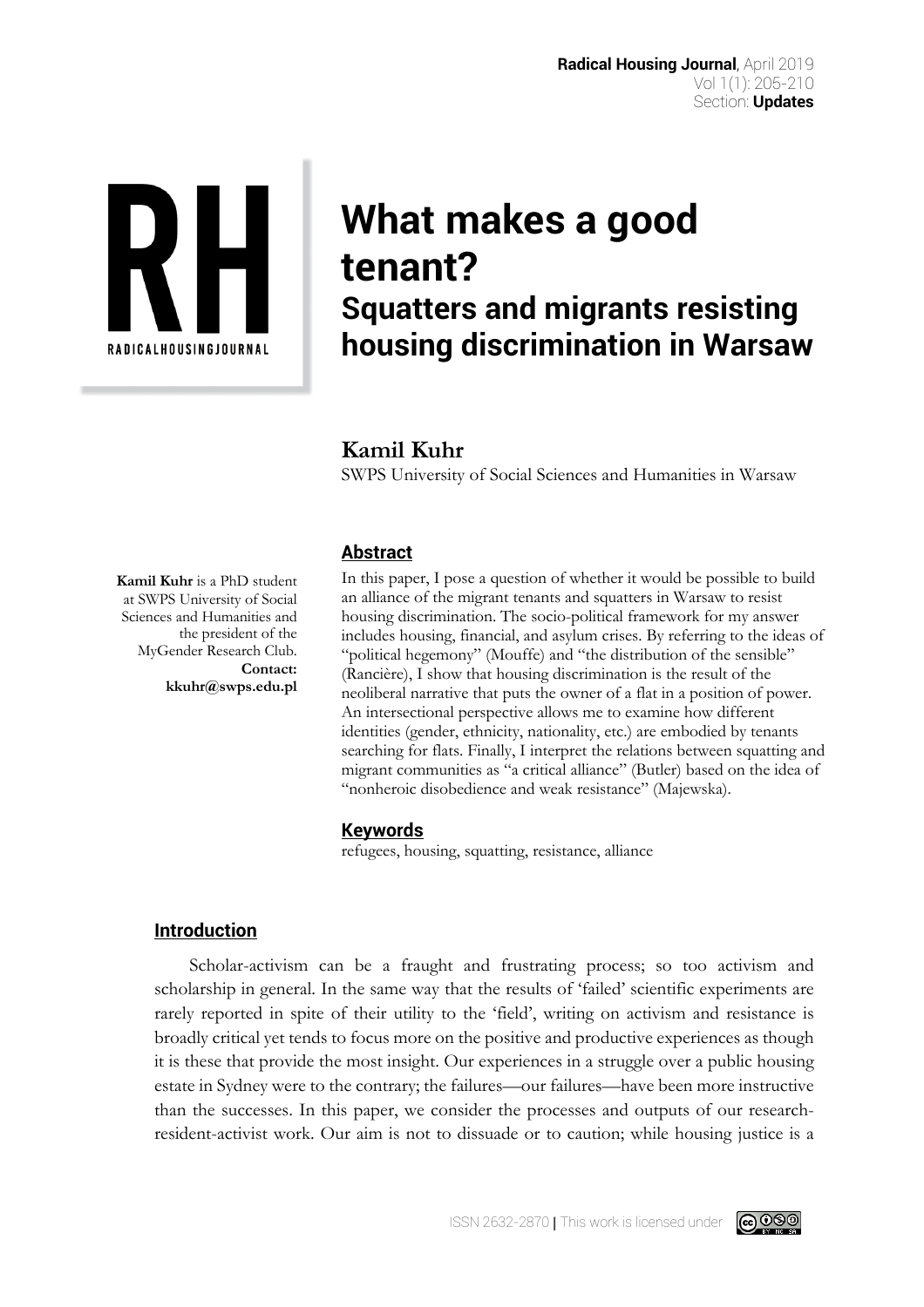# What makes a good tenant?

## Squatters and migrants resisting housing discrimination in Warsaw

**Kamil Kuhr**

SWPS University of Social Sciences and Humanities in Warsaw

**Kamil Kuhr** is a PhD student at SWPS University of Social Sciences and Humanities and the president of the MyGender Research Club. **Contact: kkuhr@swps.edu.pl**

### Abstract

In this paper, I pose a question of whether it would be possible to build an alliance of the migrant tenants and squatters in Warsaw to resist housing discrimination. The socio-political framework for my answer includes housing, financial, and asylum crises. By referring to the ideas of "political hegemony" (Mouffe) and "the distribution of the sensible" (Rancière), I show that housing discrimination is the result of the neoliberal narrative that puts the owner of a flat in a position of power. An intersectional perspective allows me to examine how different identities (gender, ethnicity, nationality, etc.) are embodied by tenants searching for flats. Finally, I interpret the relations between squatting and migrant communities as "a critical alliance" (Butler) based on the idea of "nonheroic disobedience and weak resistance" (Majewska).

### Keywords

refugees, housing, squatting, resistance, alliance

### Introduction

Scholar-activism can be a fraught and frustrating process; so too activism and scholarship in general. In the same way that the results of 'failed' scientific experiments are rarely reported in spite of their utility to the 'field', writing on activism and resistance is broadly critical yet tends to focus more on the positive and productive experiences as though it is these that provide the most insight. Our experiences in a struggle over a public housing estate in Sydney were to the contrary; the failures—our failures—have been more instructive than the successes. In this paper, we consider the processes and outputs of our research-resident-activist work. Our aim is not to dissuade or to caution; while housing justice is a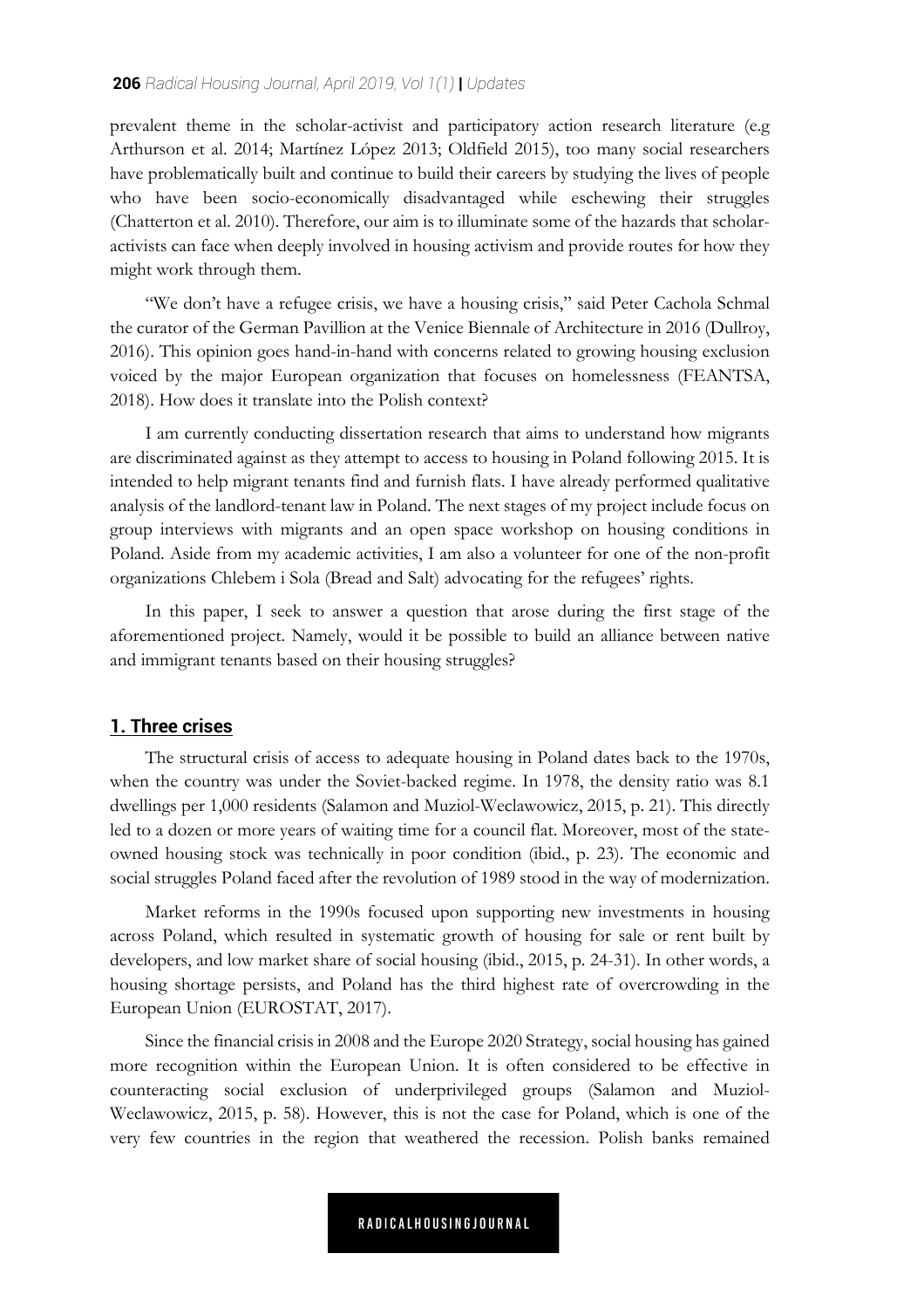prevalent theme in the scholar-activist and participatory action research literature (e.g Arthurson et al. 2014; Martínez López 2013; Oldfield 2015), too many social researchers have problematically built and continue to build their careers by studying the lives of people who have been socio-economically disadvantaged while eschewing their struggles (Chatterton et al. 2010). Therefore, our aim is to illuminate some of the hazards that scholar-activists can face when deeply involved in housing activism and provide routes for how they might work through them.

"We don't have a refugee crisis, we have a housing crisis," said Peter Cachola Schmal the curator of the German Pavillion at the Venice Biennale of Architecture in 2016 (Dullroy, 2016). This opinion goes hand-in-hand with concerns related to growing housing exclusion voiced by the major European organization that focuses on homelessness (FEANTSA, 2018). How does it translate into the Polish context?

I am currently conducting dissertation research that aims to understand how migrants are discriminated against as they attempt to access to housing in Poland following 2015. It is intended to help migrant tenants find and furnish flats. I have already performed qualitative analysis of the landlord-tenant law in Poland. The next stages of my project include focus on group interviews with migrants and an open space workshop on housing conditions in Poland. Aside from my academic activities, I am also a volunteer for one of the non-profit organizations Chlebem i Sola (Bread and Salt) advocating for the refugees' rights.

In this paper, I seek to answer a question that arose during the first stage of the aforementioned project. Namely, would it be possible to build an alliance between native and immigrant tenants based on their housing struggles?

## 1. Three crises

The structural crisis of access to adequate housing in Poland dates back to the 1970s, when the country was under the Soviet-backed regime. In 1978, the density ratio was 8.1 dwellings per 1,000 residents (Salamon and Muziol-Weclawowicz, 2015, p. 21). This directly led to a dozen or more years of waiting time for a council flat. Moreover, most of the state-owned housing stock was technically in poor condition (ibid., p. 23). The economic and social struggles Poland faced after the revolution of 1989 stood in the way of modernization.

Market reforms in the 1990s focused upon supporting new investments in housing across Poland, which resulted in systematic growth of housing for sale or rent built by developers, and low market share of social housing (ibid., 2015, p. 24-31). In other words, a housing shortage persists, and Poland has the third highest rate of overcrowding in the European Union (EUROSTAT, 2017).

Since the financial crisis in 2008 and the Europe 2020 Strategy, social housing has gained more recognition within the European Union. It is often considered to be effective in counteracting social exclusion of underprivileged groups (Salamon and Muziol-Weclawowicz, 2015, p. 58). However, this is not the case for Poland, which is one of the very few countries in the region that weathered the recession. Polish banks remained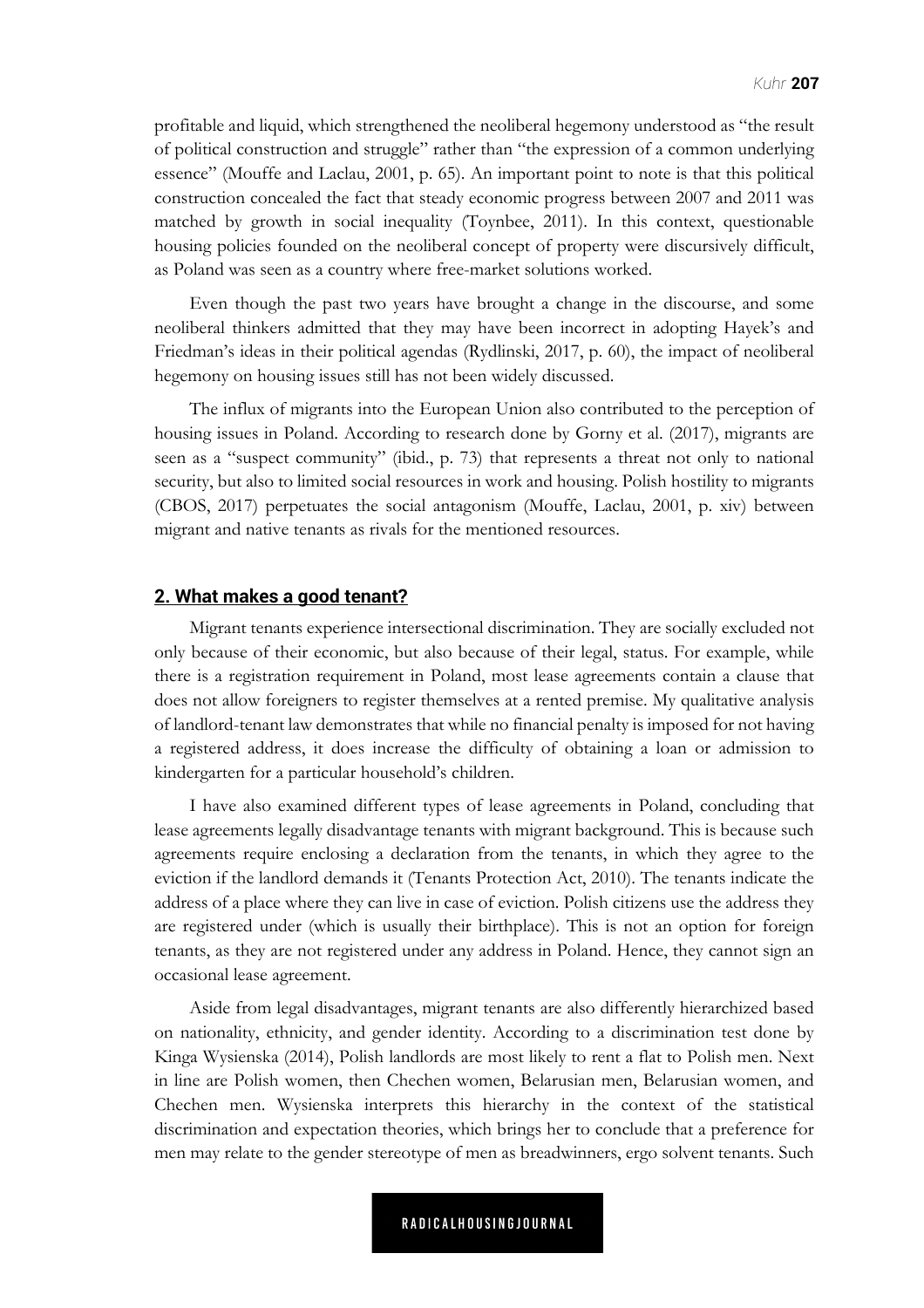profitable and liquid, which strengthened the neoliberal hegemony understood as "the result of political construction and struggle" rather than "the expression of a common underlying essence" (Mouffe and Laclau, 2001, p. 65). An important point to note is that this political construction concealed the fact that steady economic progress between 2007 and 2011 was matched by growth in social inequality (Toynbee, 2011). In this context, questionable housing policies founded on the neoliberal concept of property were discursively difficult, as Poland was seen as a country where free-market solutions worked.

Even though the past two years have brought a change in the discourse, and some neoliberal thinkers admitted that they may have been incorrect in adopting Hayek's and Friedman's ideas in their political agendas (Rydlinski, 2017, p. 60), the impact of neoliberal hegemony on housing issues still has not been widely discussed.

The influx of migrants into the European Union also contributed to the perception of housing issues in Poland. According to research done by Gorny et al. (2017), migrants are seen as a "suspect community" (ibid., p. 73) that represents a threat not only to national security, but also to limited social resources in work and housing. Polish hostility to migrants (CBOS, 2017) perpetuates the social antagonism (Mouffe, Laclau, 2001, p. xiv) between migrant and native tenants as rivals for the mentioned resources.

## 2. What makes a good tenant?

Migrant tenants experience intersectional discrimination. They are socially excluded not only because of their economic, but also because of their legal, status. For example, while there is a registration requirement in Poland, most lease agreements contain a clause that does not allow foreigners to register themselves at a rented premise. My qualitative analysis of landlord-tenant law demonstrates that while no financial penalty is imposed for not having a registered address, it does increase the difficulty of obtaining a loan or admission to kindergarten for a particular household's children.

I have also examined different types of lease agreements in Poland, concluding that lease agreements legally disadvantage tenants with migrant background. This is because such agreements require enclosing a declaration from the tenants, in which they agree to the eviction if the landlord demands it (Tenants Protection Act, 2010). The tenants indicate the address of a place where they can live in case of eviction. Polish citizens use the address they are registered under (which is usually their birthplace). This is not an option for foreign tenants, as they are not registered under any address in Poland. Hence, they cannot sign an occasional lease agreement.

Aside from legal disadvantages, migrant tenants are also differently hierarchized based on nationality, ethnicity, and gender identity. According to a discrimination test done by Kinga Wysienska (2014), Polish landlords are most likely to rent a flat to Polish men. Next in line are Polish women, then Chechen women, Belarusian men, Belarusian women, and Chechen men. Wysienska interprets this hierarchy in the context of the statistical discrimination and expectation theories, which brings her to conclude that a preference for men may relate to the gender stereotype of men as breadwinners, ergo solvent tenants. Such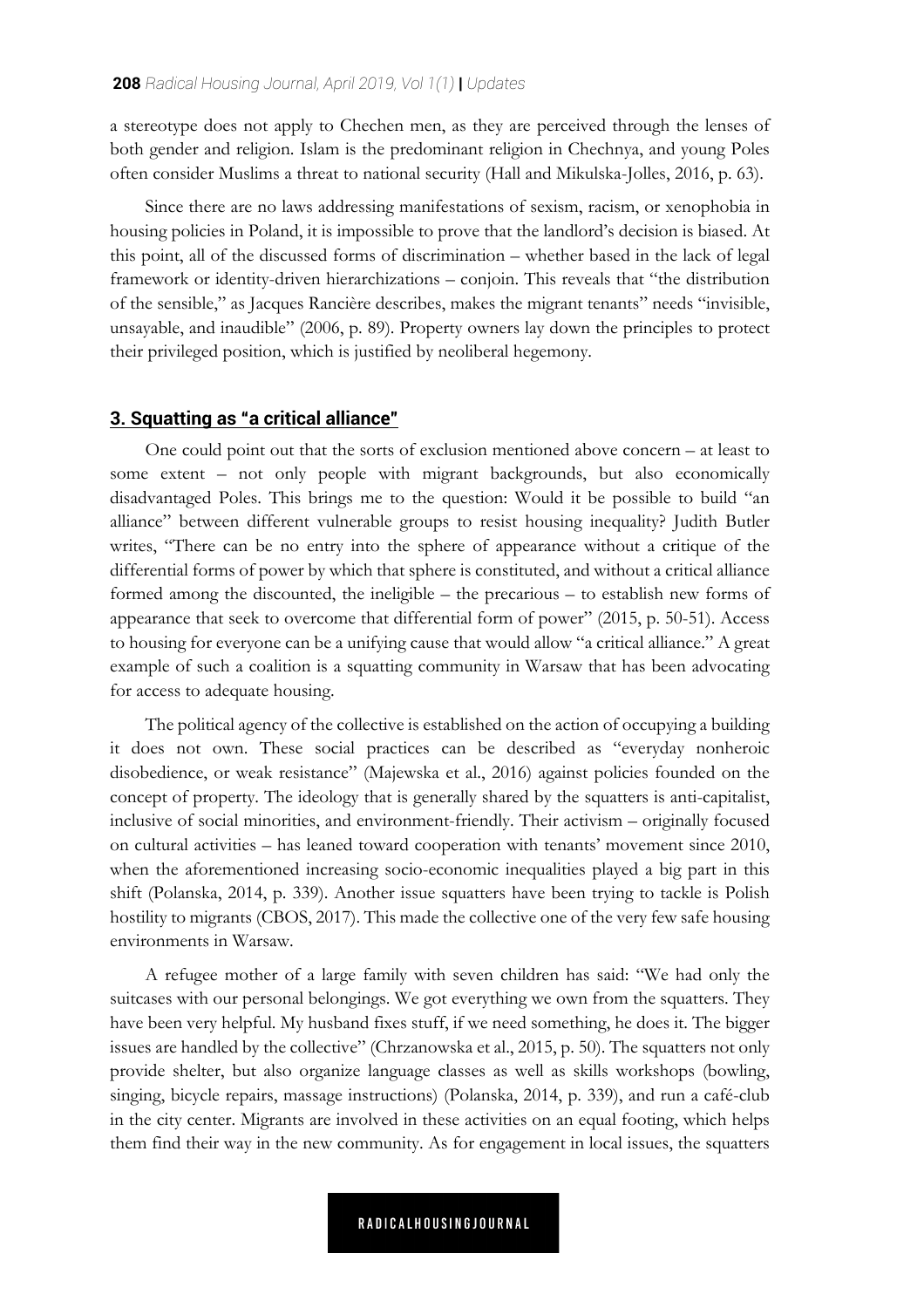a stereotype does not apply to Chechen men, as they are perceived through the lenses of both gender and religion. Islam is the predominant religion in Chechnya, and young Poles often consider Muslims a threat to national security (Hall and Mikulska-Jolles, 2016, p. 63).

Since there are no laws addressing manifestations of sexism, racism, or xenophobia in housing policies in Poland, it is impossible to prove that the landlord's decision is biased. At this point, all of the discussed forms of discrimination – whether based in the lack of legal framework or identity-driven hierarchizations – conjoin. This reveals that "the distribution of the sensible," as Jacques Rancière describes, makes the migrant tenants" needs "invisible, unsayable, and inaudible" (2006, p. 89). Property owners lay down the principles to protect their privileged position, which is justified by neoliberal hegemony.

## 3. Squatting as "a critical alliance"

One could point out that the sorts of exclusion mentioned above concern – at least to some extent – not only people with migrant backgrounds, but also economically disadvantaged Poles. This brings me to the question: Would it be possible to build "an alliance" between different vulnerable groups to resist housing inequality? Judith Butler writes, "There can be no entry into the sphere of appearance without a critique of the differential forms of power by which that sphere is constituted, and without a critical alliance formed among the discounted, the ineligible – the precarious – to establish new forms of appearance that seek to overcome that differential form of power" (2015, p. 50-51). Access to housing for everyone can be a unifying cause that would allow "a critical alliance." A great example of such a coalition is a squatting community in Warsaw that has been advocating for access to adequate housing.

The political agency of the collective is established on the action of occupying a building it does not own. These social practices can be described as "everyday nonheroic disobedience, or weak resistance" (Majewska et al., 2016) against policies founded on the concept of property. The ideology that is generally shared by the squatters is anti-capitalist, inclusive of social minorities, and environment-friendly. Their activism – originally focused on cultural activities – has leaned toward cooperation with tenants' movement since 2010, when the aforementioned increasing socio-economic inequalities played a big part in this shift (Polanska, 2014, p. 339). Another issue squatters have been trying to tackle is Polish hostility to migrants (CBOS, 2017). This made the collective one of the very few safe housing environments in Warsaw.

A refugee mother of a large family with seven children has said: "We had only the suitcases with our personal belongings. We got everything we own from the squatters. They have been very helpful. My husband fixes stuff, if we need something, he does it. The bigger issues are handled by the collective" (Chrzanowska et al., 2015, p. 50). The squatters not only provide shelter, but also organize language classes as well as skills workshops (bowling, singing, bicycle repairs, massage instructions) (Polanska, 2014, p. 339), and run a café-club in the city center. Migrants are involved in these activities on an equal footing, which helps them find their way in the new community. As for engagement in local issues, the squatters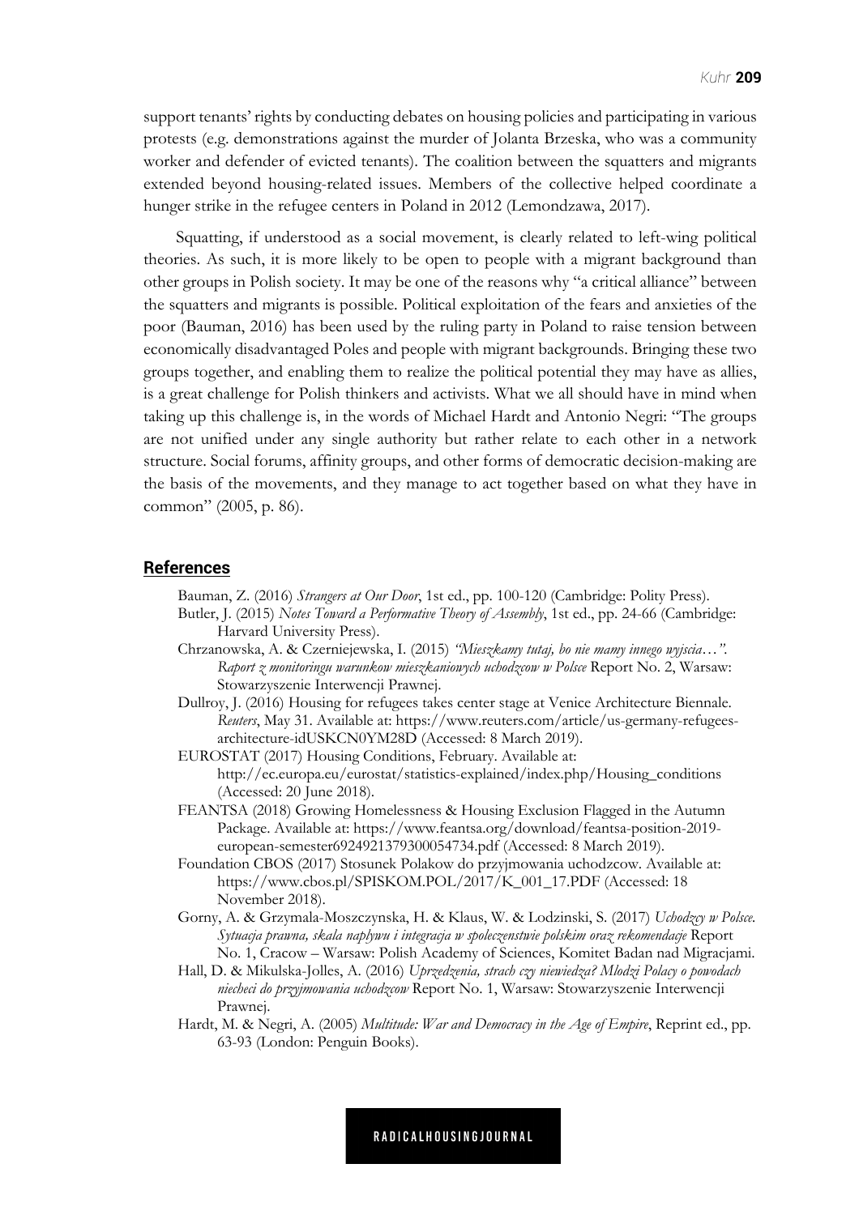support tenants' rights by conducting debates on housing policies and participating in various protests (e.g. demonstrations against the murder of Jolanta Brzeska, who was a community worker and defender of evicted tenants). The coalition between the squatters and migrants extended beyond housing-related issues. Members of the collective helped coordinate a hunger strike in the refugee centers in Poland in 2012 (Lemondzawa, 2017).

Squatting, if understood as a social movement, is clearly related to left-wing political theories. As such, it is more likely to be open to people with a migrant background than other groups in Polish society. It may be one of the reasons why "a critical alliance" between the squatters and migrants is possible. Political exploitation of the fears and anxieties of the poor (Bauman, 2016) has been used by the ruling party in Poland to raise tension between economically disadvantaged Poles and people with migrant backgrounds. Bringing these two groups together, and enabling them to realize the political potential they may have as allies, is a great challenge for Polish thinkers and activists. What we all should have in mind when taking up this challenge is, in the words of Michael Hardt and Antonio Negri: "The groups are not unified under any single authority but rather relate to each other in a network structure. Social forums, affinity groups, and other forms of democratic decision-making are the basis of the movements, and they manage to act together based on what they have in common" (2005, p. 86).

## References

Bauman, Z. (2016) *Strangers at Our Door*, 1st ed., pp. 100-120 (Cambridge: Polity Press).

Butler, J. (2015) *Notes Toward a Performative Theory of Assembly*, 1st ed., pp. 24-66 (Cambridge: Harvard University Press).

Chrzanowska, A. & Czerniejewska, I. (2015) *"Mieszkamy tutaj, bo nie mamy innego wyjscia…". Raport z monitoringu warunkow mieszkaniowych uchodzcow w Polsce* Report No. 2, Warsaw: Stowarzyszenie Interwencji Prawnej.

Dullroy, J. (2016) Housing for refugees takes center stage at Venice Architecture Biennale. *Reuters*, May 31. Available at: https://www.reuters.com/article/us-germany-refugees-architecture-idUSKCN0YM28D (Accessed: 8 March 2019).

EUROSTAT (2017) Housing Conditions, February. Available at: http://ec.europa.eu/eurostat/statistics-explained/index.php/Housing_conditions (Accessed: 20 June 2018).

FEANTSA (2018) Growing Homelessness & Housing Exclusion Flagged in the Autumn Package. Available at: https://www.feantsa.org/download/feantsa-position-2019-european-semester6924921379300054734.pdf (Accessed: 8 March 2019).

Foundation CBOS (2017) Stosunek Polakow do przyjmowania uchodzcow. Available at: https://www.cbos.pl/SPISKOM.POL/2017/K_001_17.PDF (Accessed: 18 November 2018).

Gorny, A. & Grzymala-Moszczynska, H. & Klaus, W. & Lodzinski, S. (2017) *Uchodzcy w Polsce. Sytuacja prawna, skala naplywu i integracja w spoleczenstwie polskim oraz rekomendacje* Report No. 1, Cracow – Warsaw: Polish Academy of Sciences, Komitet Badan nad Migracjami.

Hall, D. & Mikulska-Jolles, A. (2016) *Uprzedzenia, strach czy niewiedza? Mlodzi Polacy o powodach niecheci do przyjmowania uchodzcow* Report No. 1, Warsaw: Stowarzyszenie Interwencji Prawnej.

Hardt, M. & Negri, A. (2005) *Multitude: War and Democracy in the Age of Empire*, Reprint ed., pp. 63-93 (London: Penguin Books).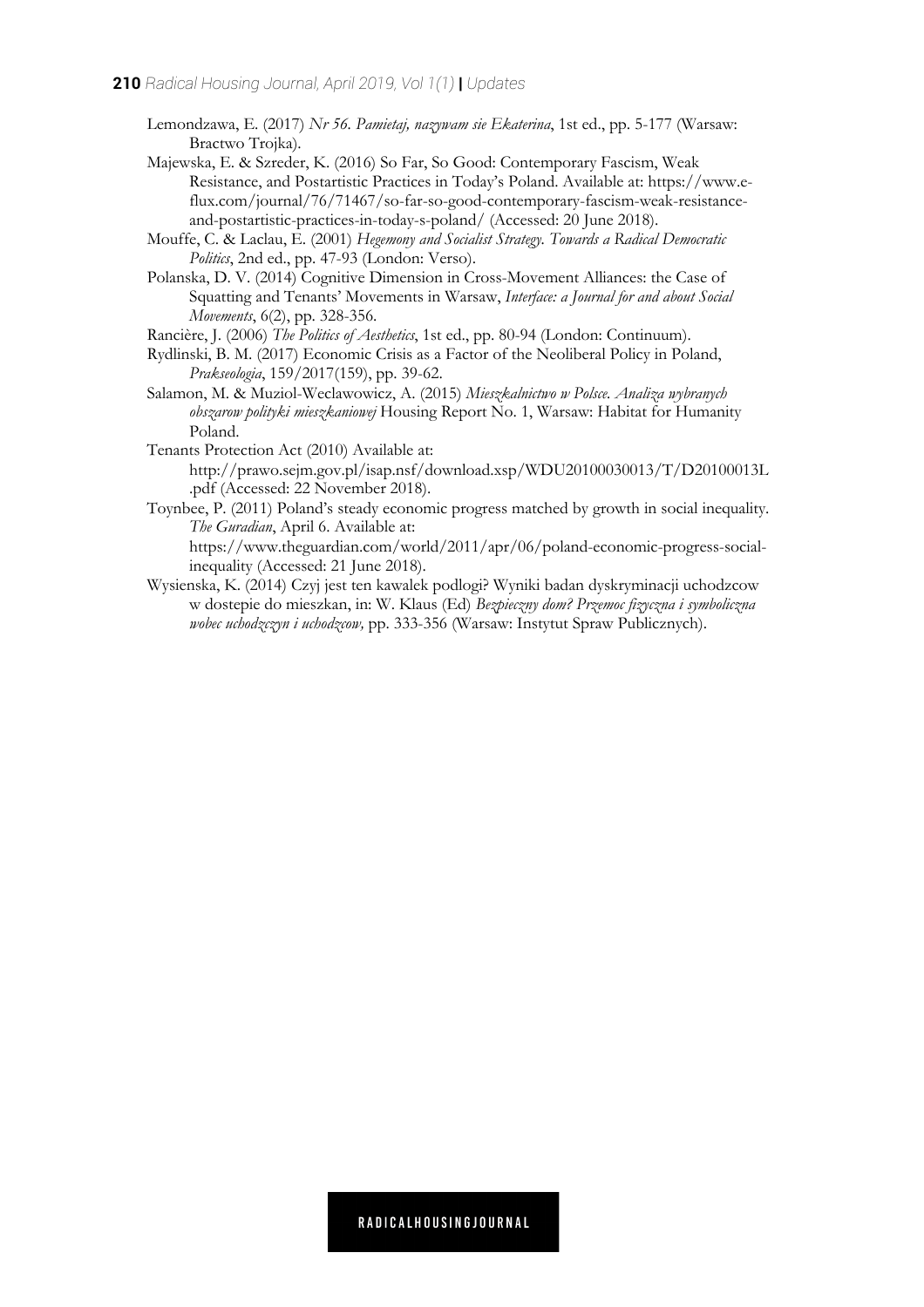Lemondzawa, E. (2017) *Nr 56. Pamietaj, nazywam sie Ekaterina*, 1st ed., pp. 5-177 (Warsaw: Bractwo Trojka).

Majewska, E. & Szreder, K. (2016) So Far, So Good: Contemporary Fascism, Weak Resistance, and Postartistic Practices in Today's Poland. Available at: https://www.e-flux.com/journal/76/71467/so-far-so-good-contemporary-fascism-weak-resistance-and-postartistic-practices-in-today-s-poland/ (Accessed: 20 June 2018).

Mouffe, C. & Laclau, E. (2001) *Hegemony and Socialist Strategy. Towards a Radical Democratic Politics*, 2nd ed., pp. 47-93 (London: Verso).

Polanska, D. V. (2014) Cognitive Dimension in Cross-Movement Alliances: the Case of Squatting and Tenants' Movements in Warsaw, *Interface: a Journal for and about Social Movements*, 6(2), pp. 328-356.

Rancière, J. (2006) *The Politics of Aesthetics*, 1st ed., pp. 80-94 (London: Continuum).

Rydlinski, B. M. (2017) Economic Crisis as a Factor of the Neoliberal Policy in Poland, *Prakseologia*, 159/2017(159), pp. 39-62.

Salamon, M. & Muziol-Weclawowicz, A. (2015) *Mieszkalnictwo w Polsce. Analiza wybranych obszarow polityki mieszkaniowej* Housing Report No. 1, Warsaw: Habitat for Humanity Poland.

Tenants Protection Act (2010) Available at: http://prawo.sejm.gov.pl/isap.nsf/download.xsp/WDU20100030013/T/D20100013L.pdf (Accessed: 22 November 2018).

Toynbee, P. (2011) Poland's steady economic progress matched by growth in social inequality. *The Guradian*, April 6. Available at: https://www.theguardian.com/world/2011/apr/06/poland-economic-progress-social-inequality (Accessed: 21 June 2018).

Wysienska, K. (2014) Czyj jest ten kawalek podlogi? Wyniki badan dyskryminacji uchodzcow w dostepie do mieszkan, in: W. Klaus (Ed) *Bezpieczny dom? Przemoc fizyczna i symboliczna wobec uchodzczyn i uchodzcow,* pp. 333-356 (Warsaw: Instytut Spraw Publicznych).